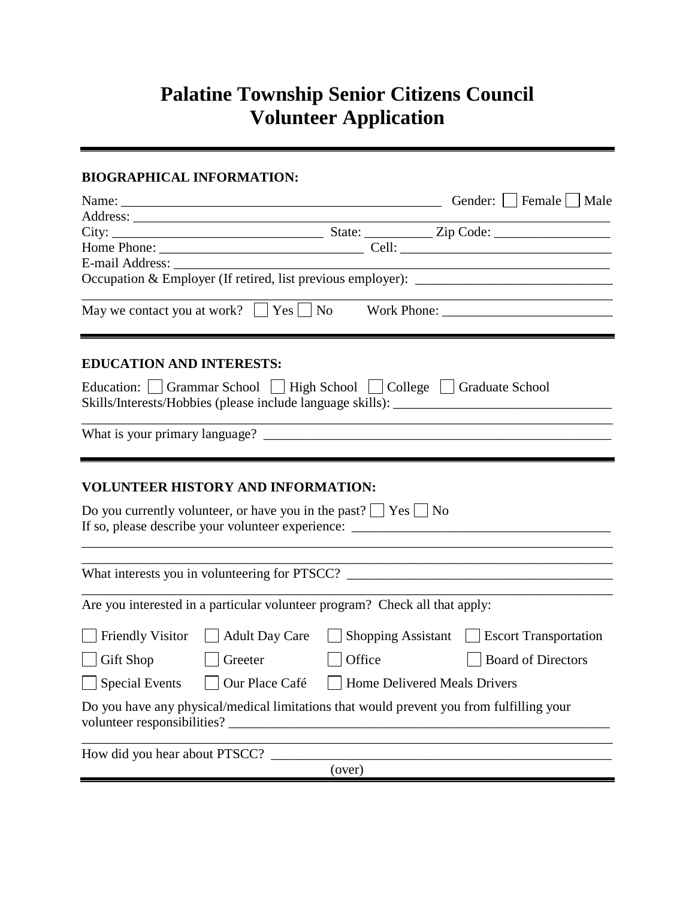# Palatine Township Senior Citizens Council
# Volunteer Application

---

### BIOGRAPHICAL INFORMATION:

Name: ______________________________________________ Gender: ☐ Female ☐ Male

Address: ____________________________________________________________________

City: ______________________________ State: __________ Zip Code: _________________

Home Phone: ______________________________ Cell: _______________________________

E-mail Address: _______________________________________________________________

Occupation & Employer (If retired, list previous employer): ____________________________

_____________________________________________________________________________

May we contact you at work? ☐ Yes ☐ No Work Phone: ________________________

---

### EDUCATION AND INTERESTS:

Education: ☐ Grammar School ☐ High School ☐ College ☐ Graduate School

Skills/Interests/Hobbies (please include language skills): _______________________________

_____________________________________________________________________________

What is your primary language? ___________________________________________________

---

### VOLUNTEER HISTORY AND INFORMATION:

Do you currently volunteer, or have you in the past? ☐ Yes ☐ No

If so, please describe your volunteer experience: _____________________________________

_____________________________________________________________________________

_____________________________________________________________________________

What interests you in volunteering for PTSCC? _______________________________________

_____________________________________________________________________________

Are you interested in a particular volunteer program? Check all that apply:

☐ Friendly Visitor ☐ Adult Day Care ☐ Shopping Assistant ☐ Escort Transportation

☐ Gift Shop ☐ Greeter ☐ Office ☐ Board of Directors

☐ Special Events ☐ Our Place Café ☐ Home Delivered Meals Drivers

Do you have any physical/medical limitations that would prevent you from fulfilling your volunteer responsibilities? ________________________________________________________

_____________________________________________________________________________

How did you hear about PTSCC? __________________________________________________

(over)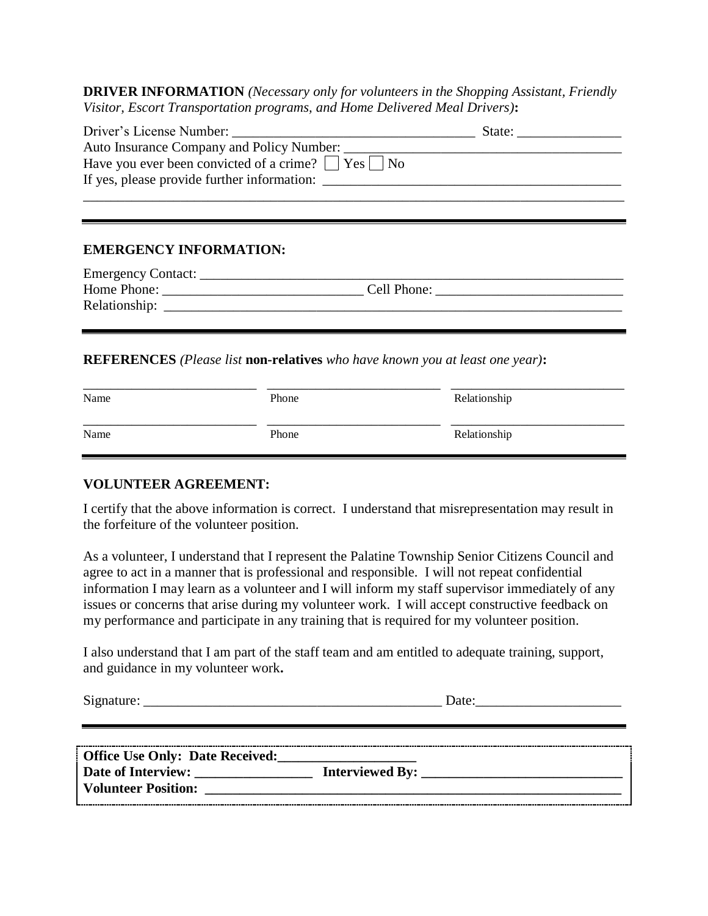**DRIVER INFORMATION** *(Necessary only for volunteers in the Shopping Assistant, Friendly Visitor, Escort Transportation programs, and Home Delivered Meal Drivers)***:**

Driver's License Number: ___________________________________ State: _______________

Auto Insurance Company and Policy Number: ________________________________________

Have you ever been convicted of a crime? ☐ Yes ☐ No

If yes, please provide further information: ___________________________________________

_____________________________________________________________________________

---

**EMERGENCY INFORMATION:**

Emergency Contact: ___________________________________________________________

Home Phone: ____________________________ Cell Phone: ___________________________

Relationship: ________________________________________________________________

---

**REFERENCES** *(Please list* **non-relatives** *who have known you at least one year)***:**

| | | |
|---|---|---|
| __________________________ | __________________________ | __________________________ |
| Name | Phone | Relationship |
| __________________________ | __________________________ | __________________________ |
| Name | Phone | Relationship |

---

**VOLUNTEER AGREEMENT:**

I certify that the above information is correct. I understand that misrepresentation may result in the forfeiture of the volunteer position.

As a volunteer, I understand that I represent the Palatine Township Senior Citizens Council and agree to act in a manner that is professional and responsible. I will not repeat confidential information I may learn as a volunteer and I will inform my staff supervisor immediately of any issues or concerns that arise during my volunteer work. I will accept constructive feedback on my performance and participate in any training that is required for my volunteer position.

I also understand that I am part of the staff team and am entitled to adequate training, support, and guidance in my volunteer work**.**

Signature: ___________________________________________ Date:_____________________

---

**Office Use Only: Date Received:____________________**

**Date of Interview: _________________ Interviewed By: _____________________________**

**Volunteer Position: ______________________________________________________________**